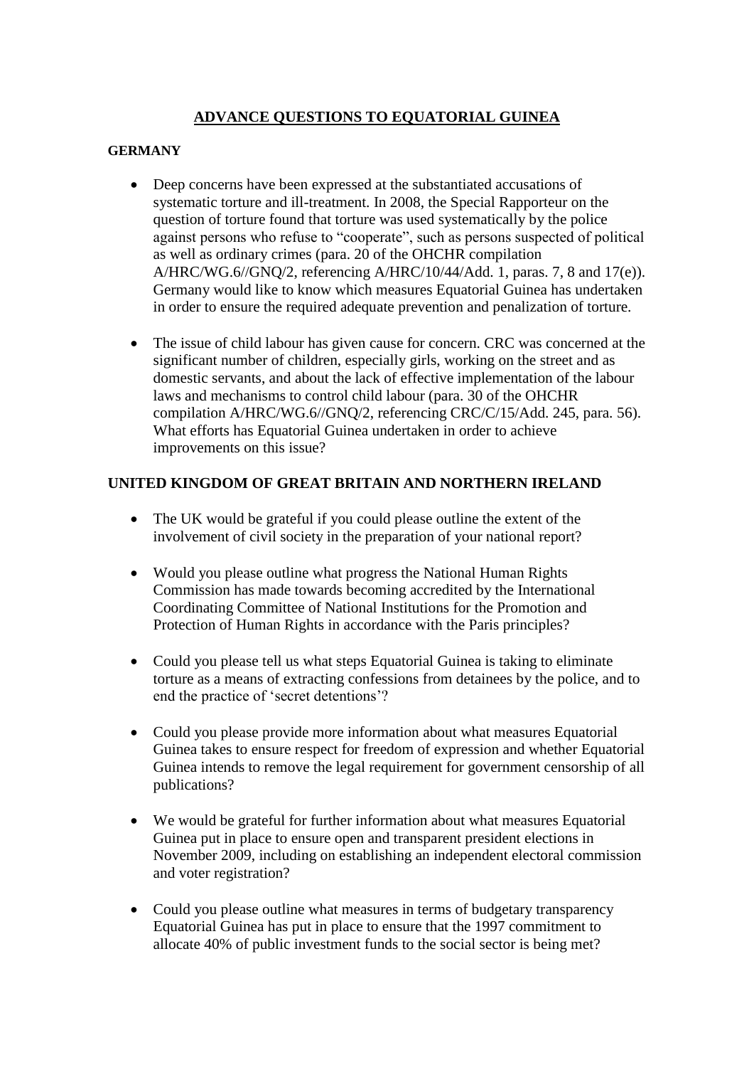# ADVANCE QUESTIONS TO EQUATORIAL GUINEA

## GERMANY

- Deep concerns have been expressed at the substantiated accusations of systematic torture and ill-treatment. In 2008, the Special Rapporteur on the question of torture found that torture was used systematically by the police against persons who refuse to "cooperate", such as persons suspected of political as well as ordinary crimes (para. 20 of the OHCHR compilation A/HRC/WG.6//GNQ/2, referencing A/HRC/10/44/Add. 1, paras. 7, 8 and 17(e)). Germany would like to know which measures Equatorial Guinea has undertaken in order to ensure the required adequate prevention and penalization of torture.

- The issue of child labour has given cause for concern. CRC was concerned at the significant number of children, especially girls, working on the street and as domestic servants, and about the lack of effective implementation of the labour laws and mechanisms to control child labour (para. 30 of the OHCHR compilation A/HRC/WG.6//GNQ/2, referencing CRC/C/15/Add. 245, para. 56). What efforts has Equatorial Guinea undertaken in order to achieve improvements on this issue?

## UNITED KINGDOM OF GREAT BRITAIN AND NORTHERN IRELAND

- The UK would be grateful if you could please outline the extent of the involvement of civil society in the preparation of your national report?

- Would you please outline what progress the National Human Rights Commission has made towards becoming accredited by the International Coordinating Committee of National Institutions for the Promotion and Protection of Human Rights in accordance with the Paris principles?

- Could you please tell us what steps Equatorial Guinea is taking to eliminate torture as a means of extracting confessions from detainees by the police, and to end the practice of 'secret detentions'?

- Could you please provide more information about what measures Equatorial Guinea takes to ensure respect for freedom of expression and whether Equatorial Guinea intends to remove the legal requirement for government censorship of all publications?

- We would be grateful for further information about what measures Equatorial Guinea put in place to ensure open and transparent president elections in November 2009, including on establishing an independent electoral commission and voter registration?

- Could you please outline what measures in terms of budgetary transparency Equatorial Guinea has put in place to ensure that the 1997 commitment to allocate 40% of public investment funds to the social sector is being met?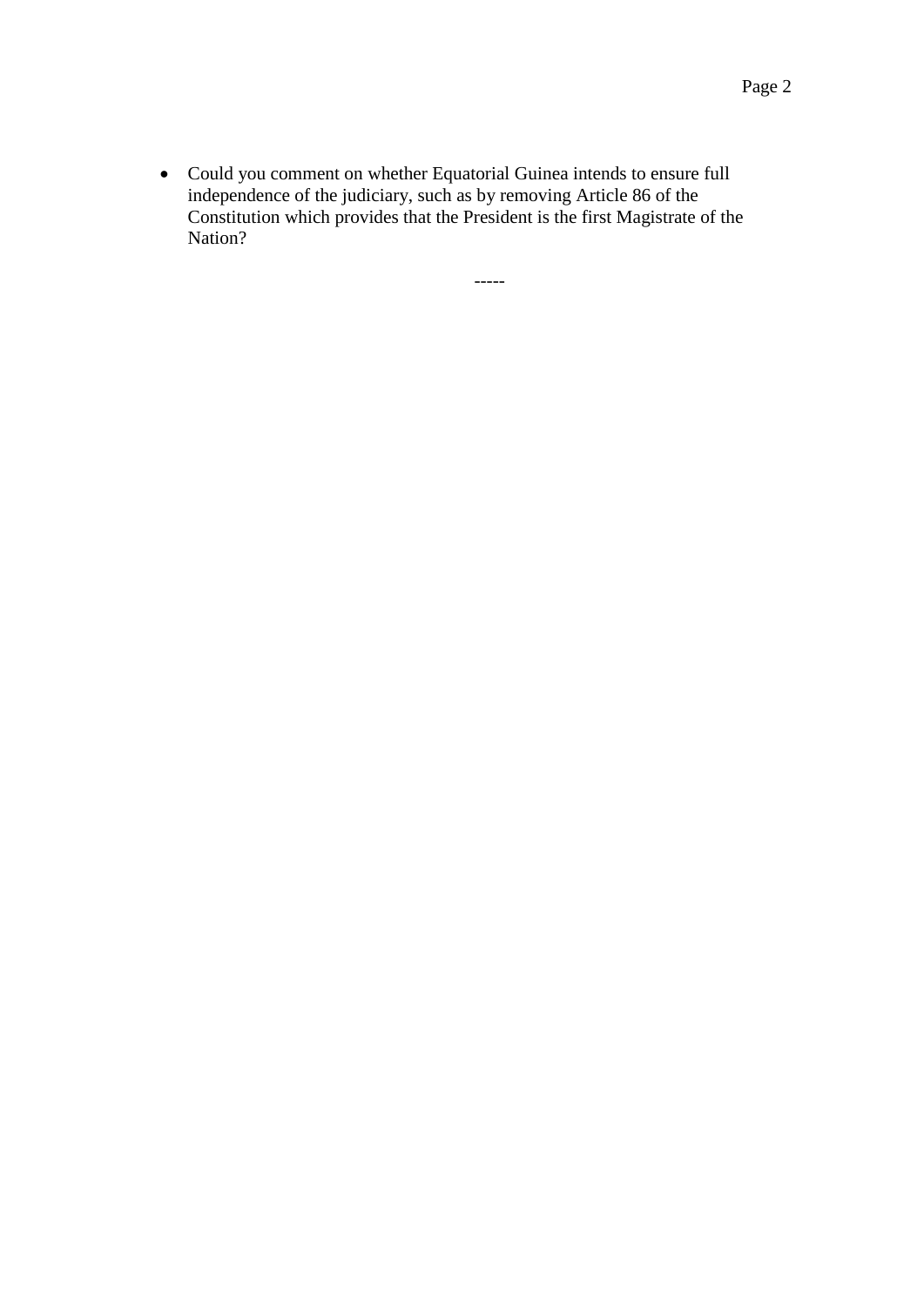- Could you comment on whether Equatorial Guinea intends to ensure full independence of the judiciary, such as by removing Article 86 of the Constitution which provides that the President is the first Magistrate of the Nation?

-----